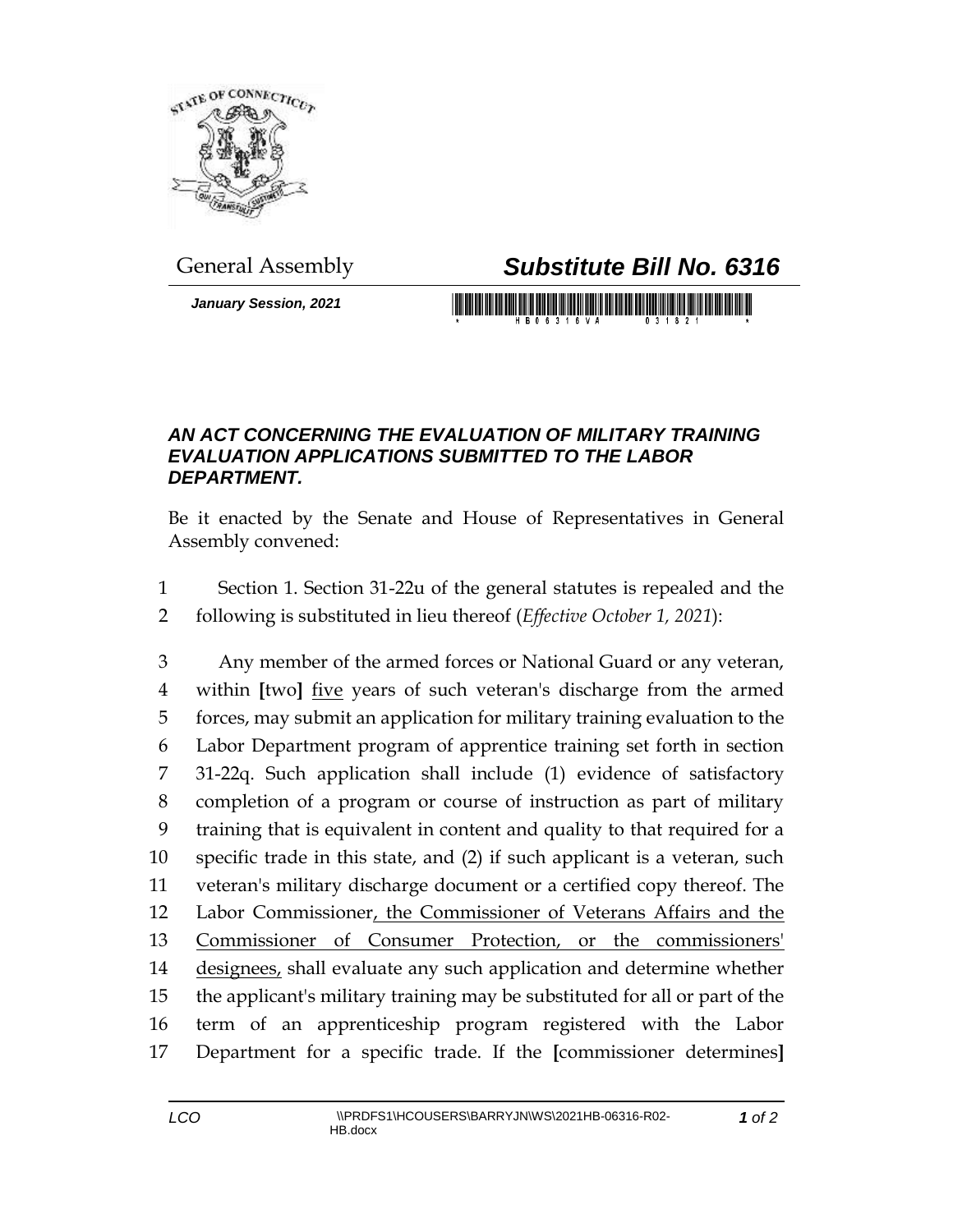General Assembly

# *Substitute Bill No. 6316*

***January Session, 2021***

### *AN ACT CONCERNING THE EVALUATION OF MILITARY TRAINING EVALUATION APPLICATIONS SUBMITTED TO THE LABOR DEPARTMENT.*

Be it enacted by the Senate and House of Representatives in General Assembly convened:

1 Section 1. Section 31-22u of the general statutes is repealed and the
2 following is substituted in lieu thereof (*Effective October 1, 2021*):

3 Any member of the armed forces or National Guard or any veteran,
4 within **[**two**]** <u>five</u> years of such veteran's discharge from the armed
5 forces, may submit an application for military training evaluation to the
6 Labor Department program of apprentice training set forth in section
7 31-22q. Such application shall include (1) evidence of satisfactory
8 completion of a program or course of instruction as part of military
9 training that is equivalent in content and quality to that required for a
10 specific trade in this state, and (2) if such applicant is a veteran, such
11 veteran's military discharge document or a certified copy thereof. The
12 Labor Commissioner<u>, the Commissioner of Veterans Affairs and the</u>
13 <u>Commissioner of Consumer Protection, or the commissioners'</u>
14 <u>designees,</u> shall evaluate any such application and determine whether
15 the applicant's military training may be substituted for all or part of the
16 term of an apprenticeship program registered with the Labor
17 Department for a specific trade. If the **[**commissioner determines**]**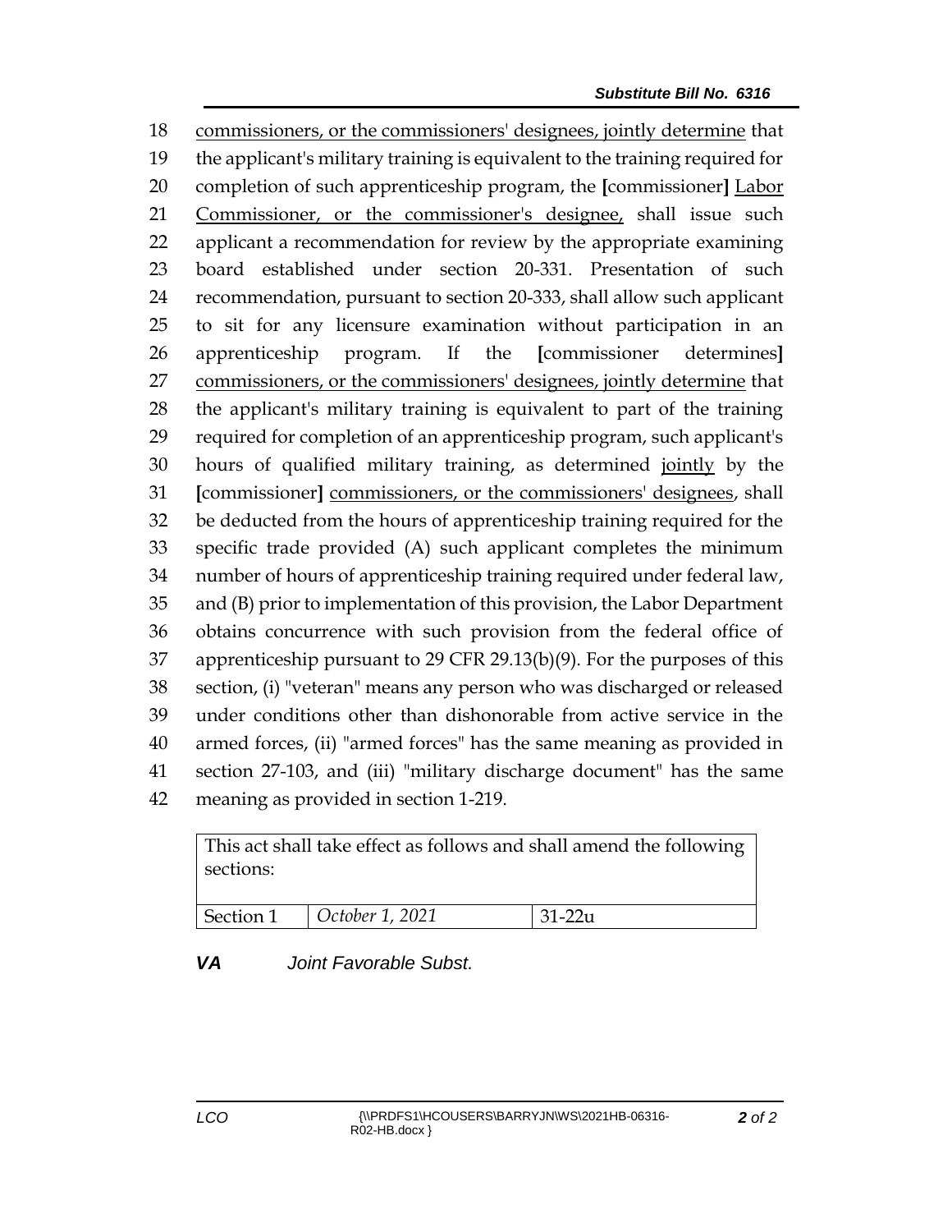commissioners, or the commissioners' designees, jointly determine that the applicant's military training is equivalent to the training required for completion of such apprenticeship program, the [commissioner] Labor Commissioner, or the commissioner's designee, shall issue such applicant a recommendation for review by the appropriate examining board established under section 20-331. Presentation of such recommendation, pursuant to section 20-333, shall allow such applicant to sit for any licensure examination without participation in an apprenticeship program. If the [commissioner determines] commissioners, or the commissioners' designees, jointly determine that the applicant's military training is equivalent to part of the training required for completion of an apprenticeship program, such applicant's hours of qualified military training, as determined jointly by the [commissioner] commissioners, or the commissioners' designees, shall be deducted from the hours of apprenticeship training required for the specific trade provided (A) such applicant completes the minimum number of hours of apprenticeship training required under federal law, and (B) prior to implementation of this provision, the Labor Department obtains concurrence with such provision from the federal office of apprenticeship pursuant to 29 CFR 29.13(b)(9). For the purposes of this section, (i) "veteran" means any person who was discharged or released under conditions other than dishonorable from active service in the armed forces, (ii) "armed forces" has the same meaning as provided in section 27-103, and (iii) "military discharge document" has the same meaning as provided in section 1-219.

| This act shall take effect as follows and shall amend the following sections: | | |
|---|---|---|
| Section 1 | *October 1, 2021* | 31-22u |

***VA*** *Joint Favorable Subst.*